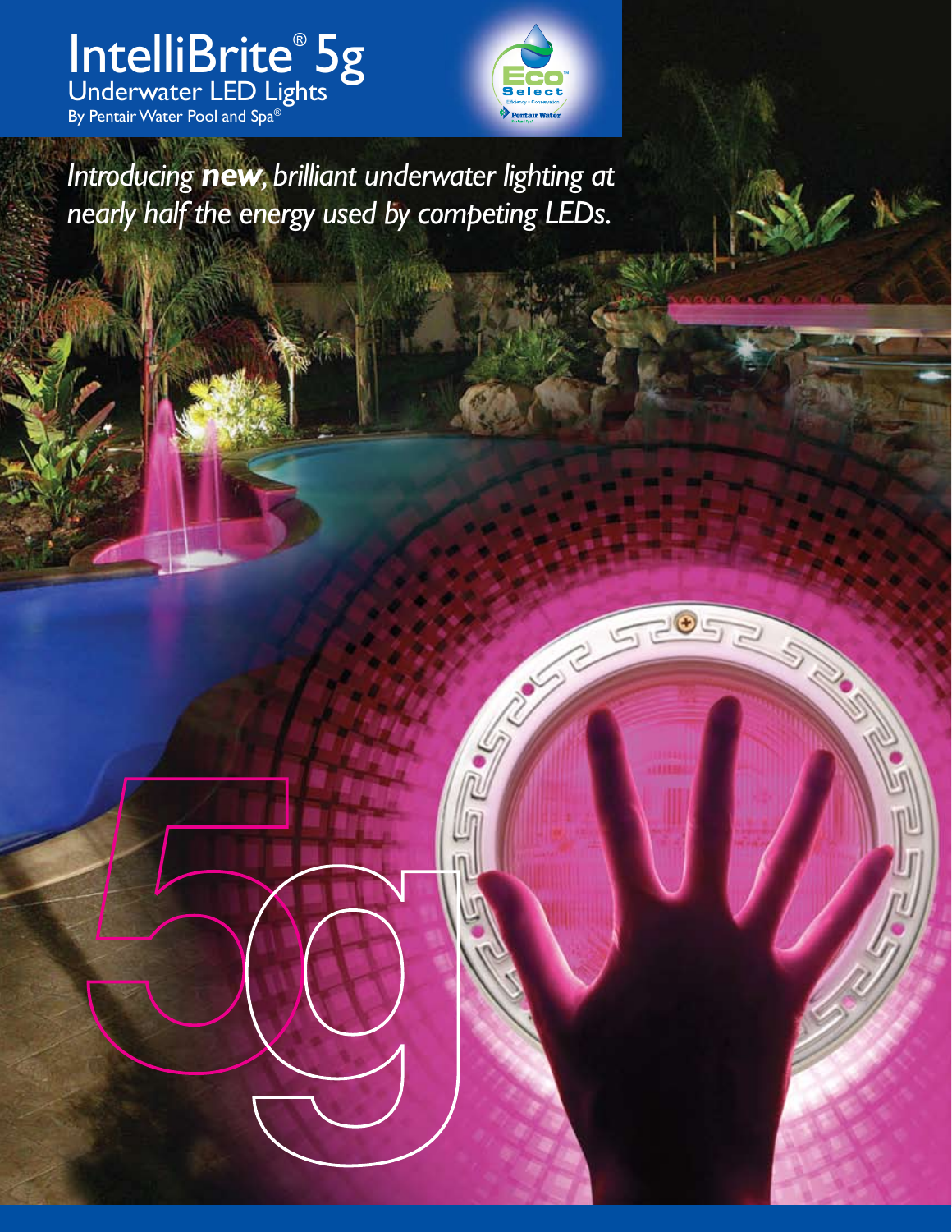# IntelliBrite® 5g

## Underwater LED Lights

By Pentair Water Pool and Spa®

*Introducing **new**, brilliant underwater lighting at nearly half the energy used by competing LEDs.*

5g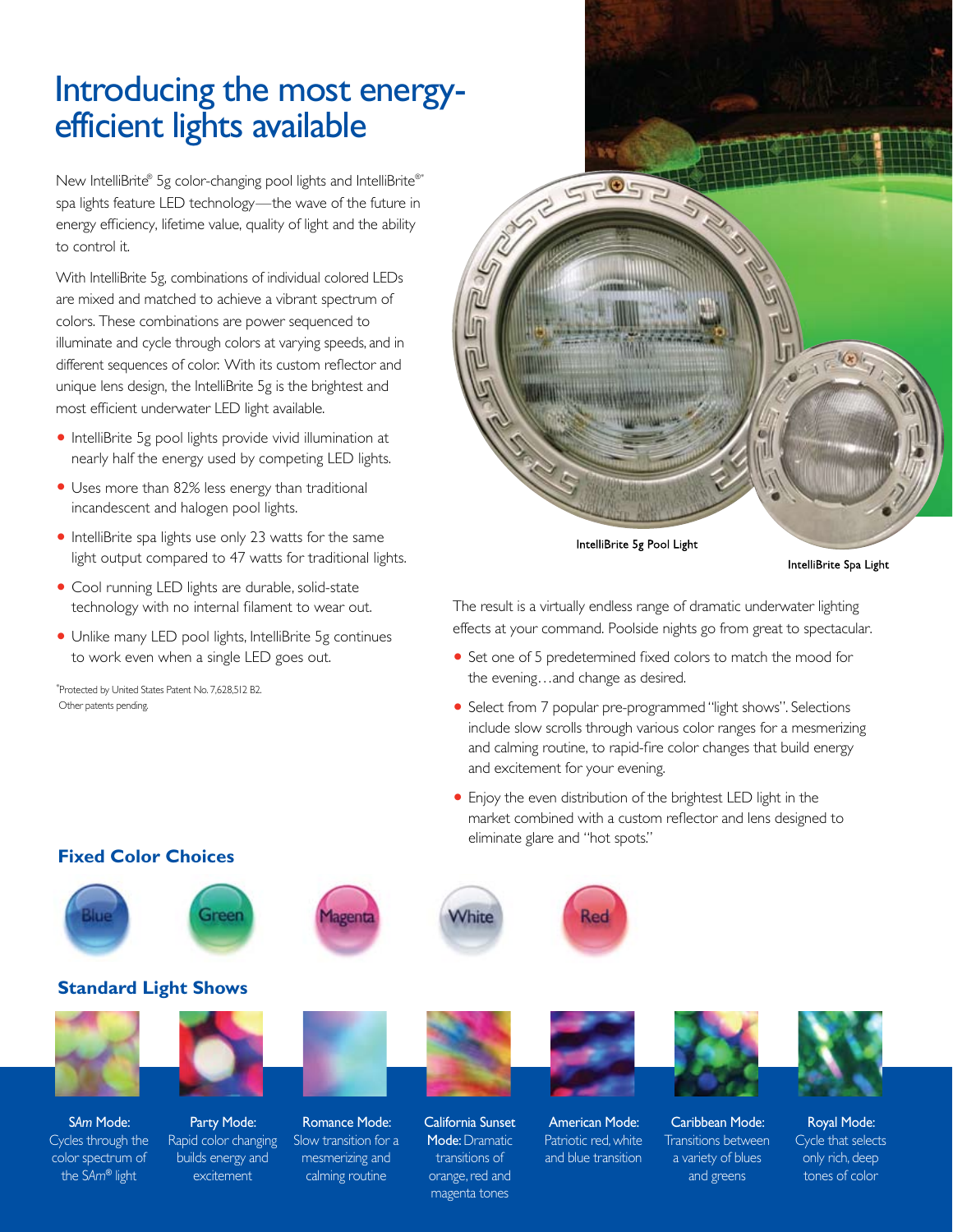# Introducing the most energy-efficient lights available

New IntelliBrite® 5g color-changing pool lights and IntelliBrite®* spa lights feature LED technology—the wave of the future in energy efficiency, lifetime value, quality of light and the ability to control it.

With IntelliBrite 5g, combinations of individual colored LEDs are mixed and matched to achieve a vibrant spectrum of colors. These combinations are power sequenced to illuminate and cycle through colors at varying speeds, and in different sequences of color. With its custom reflector and unique lens design, the IntelliBrite 5g is the brightest and most efficient underwater LED light available.

- IntelliBrite 5g pool lights provide vivid illumination at nearly half the energy used by competing LED lights.
- Uses more than 82% less energy than traditional incandescent and halogen pool lights.
- IntelliBrite spa lights use only 23 watts for the same light output compared to 47 watts for traditional lights.
- Cool running LED lights are durable, solid-state technology with no internal filament to wear out.
- Unlike many LED pool lights, IntelliBrite 5g continues to work even when a single LED goes out.

*Protected by United States Patent No. 7,628,512 B2. Other patents pending.

IntelliBrite 5g Pool Light

IntelliBrite Spa Light

The result is a virtually endless range of dramatic underwater lighting effects at your command. Poolside nights go from great to spectacular.

- Set one of 5 predetermined fixed colors to match the mood for the evening…and change as desired.
- Select from 7 popular pre-programmed "light shows". Selections include slow scrolls through various color ranges for a mesmerizing and calming routine, to rapid-fire color changes that build energy and excitement for your evening.
- Enjoy the even distribution of the brightest LED light in the market combined with a custom reflector and lens designed to eliminate glare and "hot spots."

## Fixed Color Choices

Blue · Green · Magenta · White · Red

## Standard Light Shows

- **S*Am* Mode:** Cycles through the color spectrum of the S*Am*® light
- **Party Mode:** Rapid color changing builds energy and excitement
- **Romance Mode:** Slow transition for a mesmerizing and calming routine
- **California Sunset Mode:** Dramatic transitions of orange, red and magenta tones
- **American Mode:** Patriotic red, white and blue transition
- **Caribbean Mode:** Transitions between a variety of blues and greens
- **Royal Mode:** Cycle that selects only rich, deep tones of color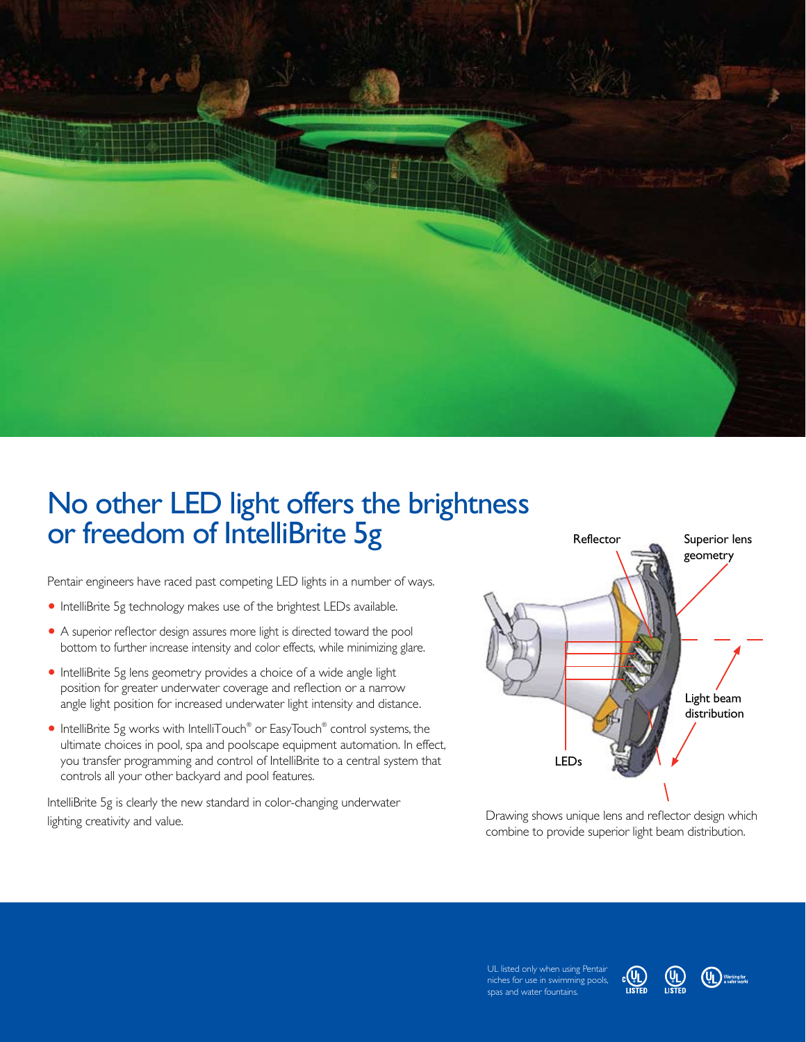# No other LED light offers the brightness or freedom of IntelliBrite 5g

Pentair engineers have raced past competing LED lights in a number of ways.

- IntelliBrite 5g technology makes use of the brightest LEDs available.
- A superior reflector design assures more light is directed toward the pool bottom to further increase intensity and color effects, while minimizing glare.
- IntelliBrite 5g lens geometry provides a choice of a wide angle light position for greater underwater coverage and reflection or a narrow angle light position for increased underwater light intensity and distance.
- IntelliBrite 5g works with IntelliTouch® or EasyTouch® control systems, the ultimate choices in pool, spa and poolscape equipment automation. In effect, you transfer programming and control of IntelliBrite to a central system that controls all your other backyard and pool features.

IntelliBrite 5g is clearly the new standard in color-changing underwater lighting creativity and value.

Reflector

Superior lens geometry

Light beam distribution

LEDs

Drawing shows unique lens and reflector design which combine to provide superior light beam distribution.

UL listed only when using Pentair niches for use in swimming pools, spas and water fountains.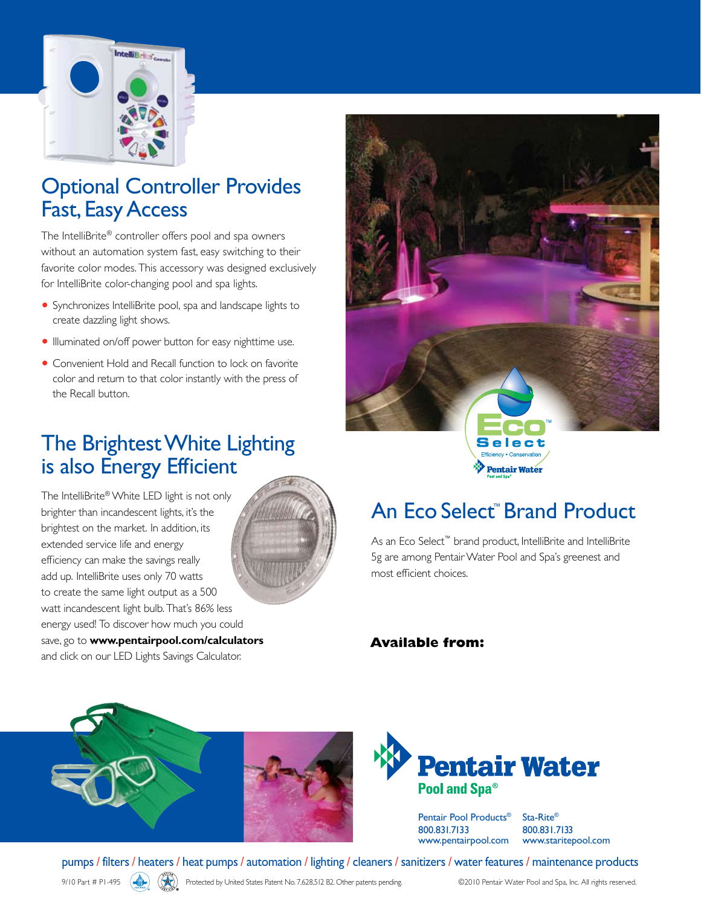## Optional Controller Provides Fast, Easy Access

The IntelliBrite® controller offers pool and spa owners without an automation system fast, easy switching to their favorite color modes. This accessory was designed exclusively for IntelliBrite color-changing pool and spa lights.

- Synchronizes IntelliBrite pool, spa and landscape lights to create dazzling light shows.
- Illuminated on/off power button for easy nighttime use.
- Convenient Hold and Recall function to lock on favorite color and return to that color instantly with the press of the Recall button.

## The Brightest White Lighting is also Energy Efficient

The IntelliBrite® White LED light is not only brighter than incandescent lights, it's the brightest on the market. In addition, its extended service life and energy efficiency can make the savings really add up. IntelliBrite uses only 70 watts to create the same light output as a 500 watt incandescent light bulb. That's 86% less energy used! To discover how much you could save, go to **www.pentairpool.com/calculators** and click on our LED Lights Savings Calculator.

## An Eco Select™ Brand Product

As an Eco Select™ brand product, IntelliBrite and IntelliBrite 5g are among Pentair Water Pool and Spa's greenest and most efficient choices.

**Available from:**

**Pentair Water**
Pool and Spa®

Pentair Pool Products®
800.831.7133
www.pentairpool.com

Sta-Rite®
800.831.7133
www.staritepool.com

pumps / filters / heaters / heat pumps / automation / lighting / cleaners / sanitizers / water features / maintenance products

9/10 Part # P1-495

Protected by United States Patent No. 7,628,512 B2. Other patents pending.

©2010 Pentair Water Pool and Spa, Inc. All rights reserved.